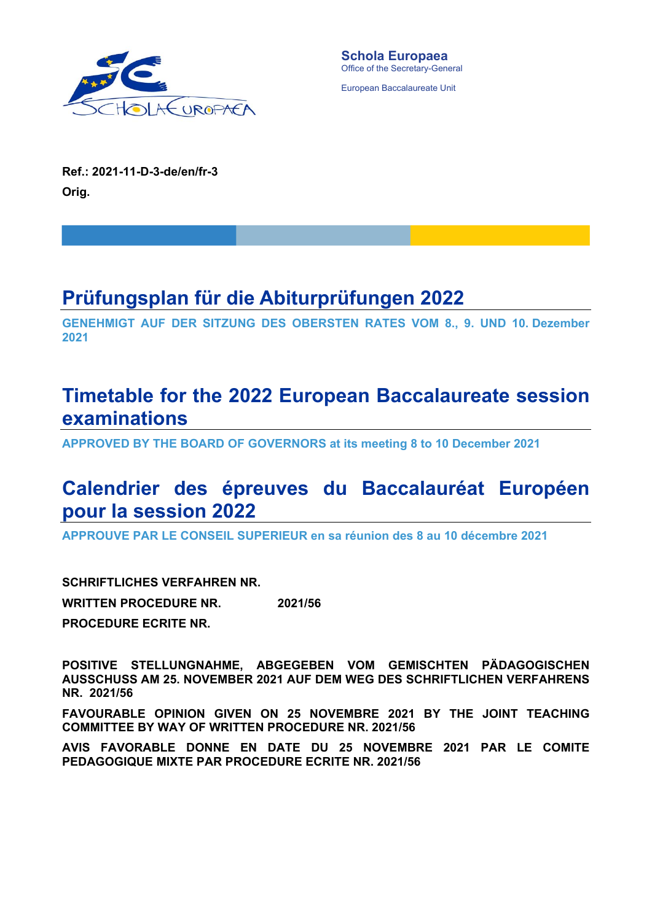Schola Europaea
Office of the Secretary-General

European Baccalaureate Unit

**Ref.: 2021-11-D-3-de/en/fr-3**

**Orig.**

# Prüfungsplan für die Abiturprüfungen 2022

**GENEHMIGT AUF DER SITZUNG DES OBERSTEN RATES VOM 8., 9. UND 10. Dezember 2021**

# Timetable for the 2022 European Baccalaureate session examinations

**APPROVED BY THE BOARD OF GOVERNORS at its meeting 8 to 10 December 2021**

# Calendrier des épreuves du Baccalauréat Européen pour la session 2022

**APPROUVE PAR LE CONSEIL SUPERIEUR en sa réunion des 8 au 10 décembre 2021**

**SCHRIFTLICHES VERFAHREN NR.**

**WRITTEN PROCEDURE NR.** **2021/56**

**PROCEDURE ECRITE NR.**

**POSITIVE STELLUNGNAHME, ABGEGEBEN VOM GEMISCHTEN PÄDAGOGISCHEN AUSSCHUSS AM 25. NOVEMBER 2021 AUF DEM WEG DES SCHRIFTLICHEN VERFAHRENS NR. 2021/56**

**FAVOURABLE OPINION GIVEN ON 25 NOVEMBRE 2021 BY THE JOINT TEACHING COMMITTEE BY WAY OF WRITTEN PROCEDURE NR. 2021/56**

**AVIS FAVORABLE DONNE EN DATE DU 25 NOVEMBRE 2021 PAR LE COMITE PEDAGOGIQUE MIXTE PAR PROCEDURE ECRITE NR. 2021/56**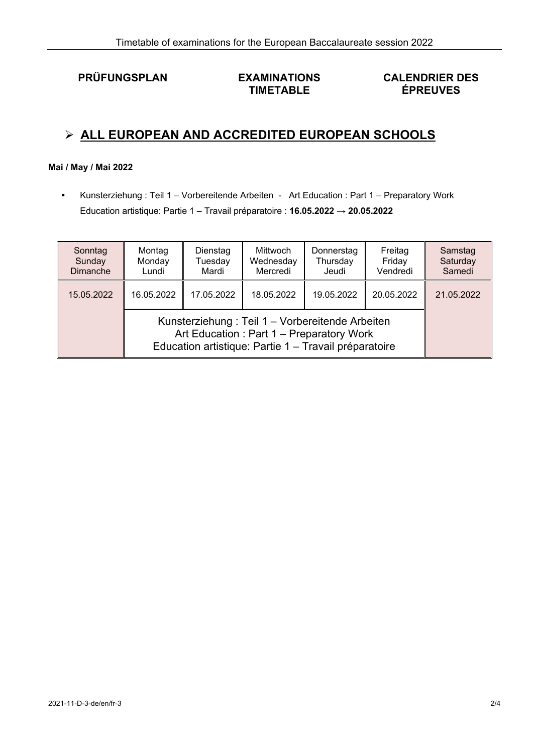**PRÜFUNGSPLAN** | **EXAMINATIONS TIMETABLE** | **CALENDRIER DES ÉPREUVES**

## ➢ ALL EUROPEAN AND ACCREDITED EUROPEAN SCHOOLS

**Mai / May / Mai 2022**

- Kunsterziehung : Teil 1 – Vorbereitende Arbeiten - Art Education : Part 1 – Preparatory Work Education artistique: Partie 1 – Travail préparatoire : **16.05.2022 → 20.05.2022**

| Sonntag Sunday Dimanche | Montag Monday Lundi | Dienstag Tuesday Mardi | Mittwoch Wednesday Mercredi | Donnerstag Thursday Jeudi | Freitag Friday Vendredi | Samstag Saturday Samedi |
|---|---|---|---|---|---|---|
| 15.05.2022 | 16.05.2022 | 17.05.2022 | 18.05.2022 | 19.05.2022 | 20.05.2022 | 21.05.2022 |
| | Kunsterziehung : Teil 1 – Vorbereitende Arbeiten<br>Art Education : Part 1 – Preparatory Work<br>Education artistique: Partie 1 – Travail préparatoire | | | | | |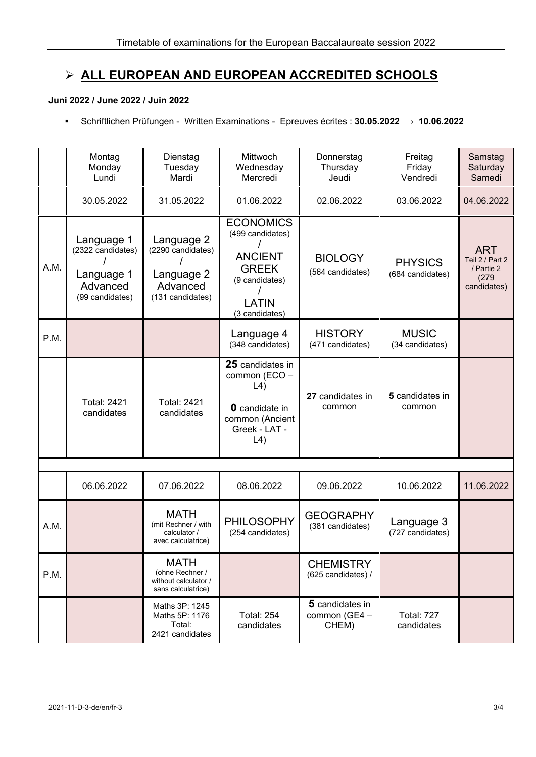# ALL EUROPEAN AND EUROPEAN ACCREDITED SCHOOLS

**Juni 2022 / June 2022 / Juin 2022**

- Schriftlichen Prüfungen - Written Examinations - Epreuves écrites : **30.05.2022 → 10.06.2022**

| | Montag Monday Lundi | Dienstag Tuesday Mardi | Mittwoch Wednesday Mercredi | Donnerstag Thursday Jeudi | Freitag Friday Vendredi | Samstag Saturday Samedi |
|---|---|---|---|---|---|---|
| | 30.05.2022 | 31.05.2022 | 01.06.2022 | 02.06.2022 | 03.06.2022 | 04.06.2022 |
| A.M. | Language 1 (2322 candidates) / Language 1 Advanced (99 candidates) | Language 2 (2290 candidates) / Language 2 Advanced (131 candidates) | ECONOMICS (499 candidates) / ANCIENT GREEK (9 candidates) / LATIN (3 candidates) | BIOLOGY (564 candidates) | PHYSICS (684 candidates) | ART Teil 2 / Part 2 / Partie 2 (279 candidates) |
| P.M. | | | Language 4 (348 candidates) | HISTORY (471 candidates) | MUSIC (34 candidates) | |
| | Total: 2421 candidates | Total: 2421 candidates | **25** candidates in common (ECO – L4) **0** candidate in common (Ancient Greek - LAT - L4) | **27** candidates in common | **5** candidates in common | |
| | | | | | | |
| | 06.06.2022 | 07.06.2022 | 08.06.2022 | 09.06.2022 | 10.06.2022 | 11.06.2022 |
| A.M. | | MATH (mit Rechner / with calculator / avec calculatrice) | PHILOSOPHY (254 candidates) | GEOGRAPHY (381 candidates) | Language 3 (727 candidates) | |
| P.M. | | MATH (ohne Rechner / without calculator / sans calculatrice) | | CHEMISTRY (625 candidates) / | | |
| | | Maths 3P: 1245 Maths 5P: 1176 Total: 2421 candidates | Total: 254 candidates | **5** candidates in common (GE4 – CHEM) | Total: 727 candidates | |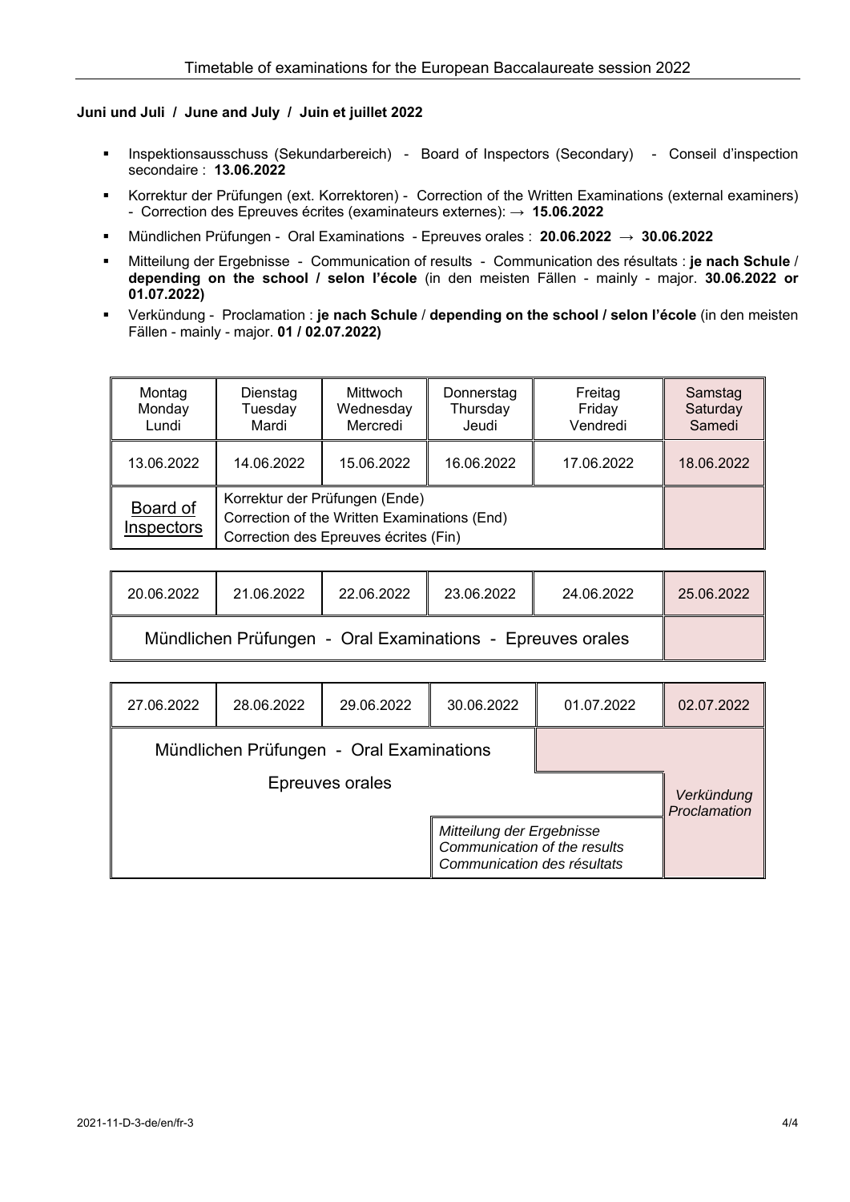**Juni und Juli / June and July / Juin et juillet 2022**

- Inspektionsausschuss (Sekundarbereich) - Board of Inspectors (Secondary) - Conseil d'inspection secondaire : **13.06.2022**
- Korrektur der Prüfungen (ext. Korrektoren) - Correction of the Written Examinations (external examiners) - Correction des Epreuves écrites (examinateurs externes): → **15.06.2022**
- Mündlichen Prüfungen - Oral Examinations - Epreuves orales : **20.06.2022 → 30.06.2022**
- Mitteilung der Ergebnisse - Communication of results - Communication des résultats : **je nach Schule** / **depending on the school / selon l'école** (in den meisten Fällen - mainly - major. **30.06.2022 or 01.07.2022)**
- Verkündung - Proclamation : **je nach Schule** / **depending on the school / selon l'école** (in den meisten Fällen - mainly - major. **01 / 02.07.2022)**

| Montag Monday Lundi | Dienstag Tuesday Mardi | Mittwoch Wednesday Mercredi | Donnerstag Thursday Jeudi | Freitag Friday Vendredi | Samstag Saturday Samedi |
|---|---|---|---|---|---|
| 13.06.2022 | 14.06.2022 | 15.06.2022 | 16.06.2022 | 17.06.2022 | 18.06.2022 |
| Board of Inspectors | Korrektur der Prüfungen (Ende) Correction of the Written Examinations (End) Correction des Epreuves écrites (Fin) | | | | |
| 20.06.2022 | 21.06.2022 | 22.06.2022 | 23.06.2022 | 24.06.2022 | 25.06.2022 |
| Mündlichen Prüfungen - Oral Examinations - Epreuves orales | | | | | |
| 27.06.2022 | 28.06.2022 | 29.06.2022 | 30.06.2022 | 01.07.2022 | 02.07.2022 |
| Mündlichen Prüfungen - Oral Examinations Epreuves orales | | | | | *Verkündung Proclamation* |
| | | | *Mitteilung der Ergebnisse Communication of the results Communication des résultats* | | |